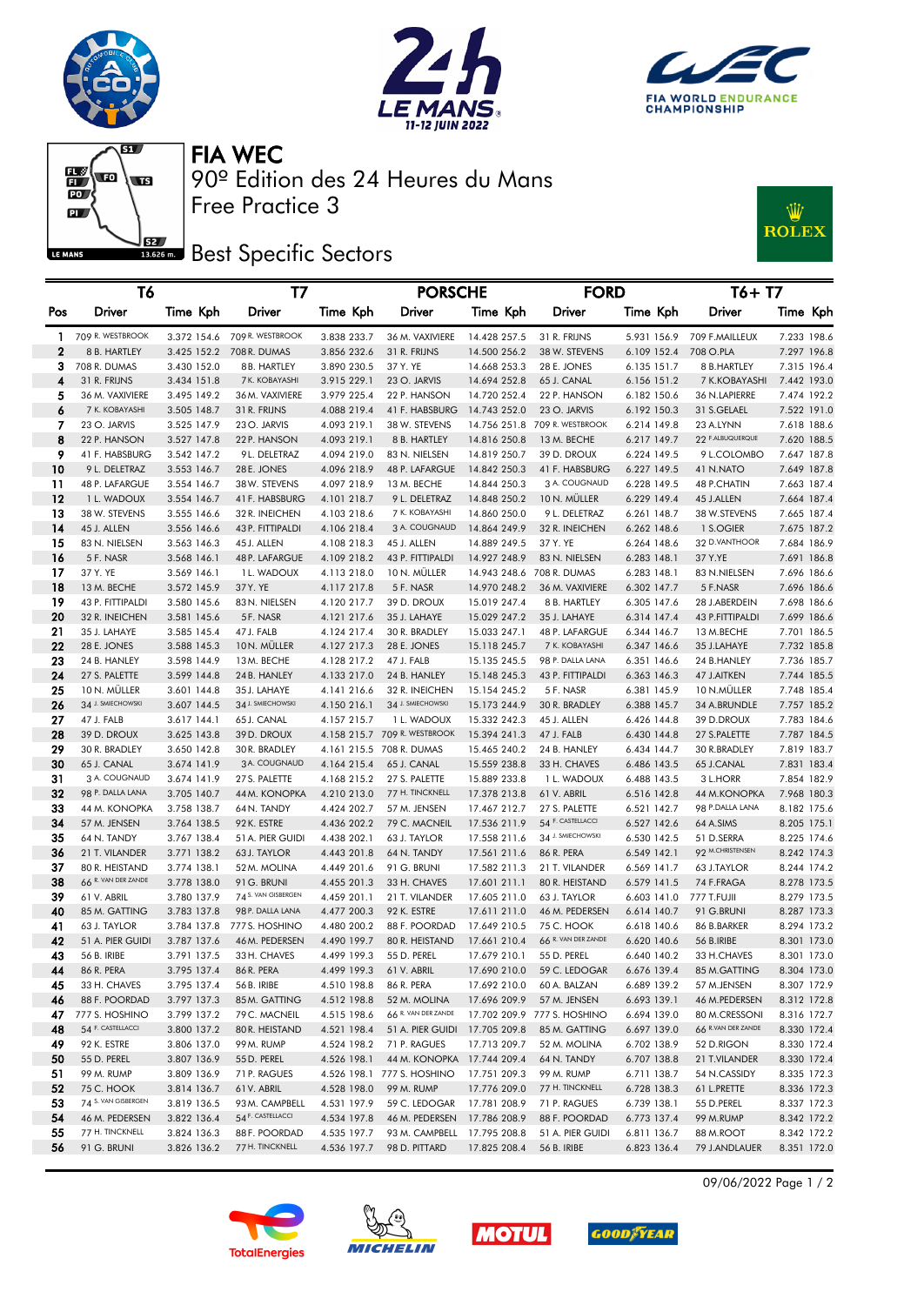# FIA WEC

## 90º Edition des 24 Heures du Mans

## Free Practice 3

## Best Specific Sectors

| Pos | T6 Driver | Time | Kph | T7 Driver | Time | Kph | PORSCHE Driver | Time | Kph | FORD Driver | Time | Kph | T6+ T7 Driver | Time | Kph |
|---|---|---|---|---|---|---|---|---|---|---|---|---|---|---|---|
| 1 | 709 R. WESTBROOK | 3.372 | 154.6 | 709 R. WESTBROOK | 3.838 | 233.7 | 36 M. VAXIVIERE | 14.428 | 257.5 | 31 R. FRIJNS | 5.931 | 156.9 | 709 F.MAILLEUX | 7.233 | 198.6 |
| 2 | 8 B. HARTLEY | 3.425 | 152.2 | 708 R. DUMAS | 3.856 | 232.6 | 31 R. FRIJNS | 14.500 | 256.2 | 38 W. STEVENS | 6.109 | 152.4 | 708 O.PLA | 7.297 | 196.8 |
| 3 | 708 R. DUMAS | 3.430 | 152.0 | 8B. HARTLEY | 3.890 | 230.5 | 37 Y. YE | 14.668 | 253.3 | 28 E. JONES | 6.135 | 151.7 | 8 B.HARTLEY | 7.315 | 196.4 |
| 4 | 31 R. FRIJNS | 3.434 | 151.8 | 7K. KOBAYASHI | 3.915 | 229.1 | 23 O. JARVIS | 14.694 | 252.8 | 65 J. CANAL | 6.156 | 151.2 | 7 K.KOBAYASHI | 7.442 | 193.0 |
| 5 | 36 M. VAXIVIERE | 3.495 | 149.2 | 36M. VAXIVIERE | 3.979 | 225.4 | 22 P. HANSON | 14.720 | 252.4 | 22 P. HANSON | 6.182 | 150.6 | 36 N.LAPIERRE | 7.474 | 192.2 |
| 6 | 7 K. KOBAYASHI | 3.505 | 148.7 | 31R. FRIJNS | 4.088 | 219.4 | 41 F. HABSBURG | 14.743 | 252.0 | 23 O. JARVIS | 6.192 | 150.3 | 31 S.GELAEL | 7.522 | 191.0 |
| 7 | 23 O. JARVIS | 3.525 | 147.9 | 23O. JARVIS | 4.093 | 219.1 | 38 W. STEVENS | 14.756 | 251.8 | 709 R. WESTBROOK | 6.214 | 149.8 | 23 A.LYNN | 7.618 | 188.6 |
| 8 | 22 P. HANSON | 3.527 | 147.8 | 22P. HANSON | 4.093 | 219.1 | 8 B. HARTLEY | 14.816 | 250.8 | 13 M. BECHE | 6.217 | 149.7 | 22 F.ALBUQUERQUE | 7.620 | 188.5 |
| 9 | 41 F. HABSBURG | 3.542 | 147.2 | 9L. DELETRAZ | 4.094 | 219.0 | 83 N. NIELSEN | 14.819 | 250.7 | 39 D. DROUX | 6.224 | 149.5 | 9 L.COLOMBO | 7.647 | 187.8 |
| 10 | 9 L. DELETRAZ | 3.553 | 146.7 | 28E. JONES | 4.096 | 218.9 | 48 P. LAFARGUE | 14.842 | 250.3 | 41 F. HABSBURG | 6.227 | 149.5 | 41 N.NATO | 7.649 | 187.8 |
| 11 | 48 P. LAFARGUE | 3.554 | 146.7 | 38W. STEVENS | 4.097 | 218.9 | 13 M. BECHE | 14.844 | 250.3 | 3 A. COUGNAUD | 6.228 | 149.5 | 48 P.CHATIN | 7.663 | 187.4 |
| 12 | 1 L. WADOUX | 3.554 | 146.7 | 41F. HABSBURG | 4.101 | 218.7 | 9 L. DELETRAZ | 14.848 | 250.2 | 10 N. MÜLLER | 6.229 | 149.4 | 45 J.ALLEN | 7.664 | 187.4 |
| 13 | 38 W. STEVENS | 3.555 | 146.6 | 32R. INEICHEN | 4.103 | 218.6 | 7 K. KOBAYASHI | 14.860 | 250.0 | 9 L. DELETRAZ | 6.261 | 148.7 | 38 W.STEVENS | 7.665 | 187.4 |
| 14 | 45 J. ALLEN | 3.556 | 146.6 | 43P. FITTIPALDI | 4.106 | 218.4 | 3 A. COUGNAUD | 14.864 | 249.9 | 32 R. INEICHEN | 6.262 | 148.6 | 1 S.OGIER | 7.675 | 187.2 |
| 15 | 83 N. NIELSEN | 3.563 | 146.3 | 45J. ALLEN | 4.108 | 218.3 | 45 J. ALLEN | 14.889 | 249.5 | 37 Y. YE | 6.264 | 148.6 | 32 D.VANTHOOR | 7.684 | 186.9 |
| 16 | 5 F. NASR | 3.568 | 146.1 | 48P. LAFARGUE | 4.109 | 218.2 | 43 P. FITTIPALDI | 14.927 | 248.9 | 83 N. NIELSEN | 6.283 | 148.1 | 37 Y.YE | 7.691 | 186.8 |
| 17 | 37 Y. YE | 3.569 | 146.1 | 1L. WADOUX | 4.113 | 218.0 | 10 N. MÜLLER | 14.943 | 248.6 | 708 R. DUMAS | 6.283 | 148.1 | 83 N.NIELSEN | 7.696 | 186.6 |
| 18 | 13 M. BECHE | 3.572 | 145.9 | 37Y. YE | 4.117 | 217.8 | 5 F. NASR | 14.970 | 248.2 | 36 M. VAXIVIERE | 6.302 | 147.7 | 5 F.NASR | 7.696 | 186.6 |
| 19 | 43 P. FITTIPALDI | 3.580 | 145.6 | 83N. NIELSEN | 4.120 | 217.7 | 39 D. DROUX | 15.019 | 247.4 | 8 B. HARTLEY | 6.305 | 147.6 | 28 J.ABERDEIN | 7.698 | 186.6 |
| 20 | 32 R. INEICHEN | 3.581 | 145.6 | 5F. NASR | 4.121 | 217.6 | 35 J. LAHAYE | 15.029 | 247.2 | 35 J. LAHAYE | 6.314 | 147.4 | 43 P.FITTIPALDI | 7.699 | 186.6 |
| 21 | 35 J. LAHAYE | 3.585 | 145.4 | 47J. FALB | 4.124 | 217.4 | 30 R. BRADLEY | 15.033 | 247.1 | 48 P. LAFARGUE | 6.344 | 146.7 | 13 M.BECHE | 7.701 | 186.5 |
| 22 | 28 E. JONES | 3.588 | 145.3 | 10N. MÜLLER | 4.127 | 217.3 | 28 E. JONES | 15.118 | 245.7 | 7 K. KOBAYASHI | 6.347 | 146.6 | 35 J.LAHAYE | 7.732 | 185.8 |
| 23 | 24 B. HANLEY | 3.598 | 144.9 | 13M. BECHE | 4.128 | 217.2 | 47 J. FALB | 15.135 | 245.5 | 98 P. DALLA LANA | 6.351 | 146.6 | 24 B.HANLEY | 7.736 | 185.7 |
| 24 | 27 S. PALETTE | 3.599 | 144.8 | 24B. HANLEY | 4.133 | 217.0 | 24 B. HANLEY | 15.148 | 245.3 | 43 P. FITTIPALDI | 6.363 | 146.3 | 47 J.AITKEN | 7.744 | 185.5 |
| 25 | 10 N. MÜLLER | 3.601 | 144.8 | 35J. LAHAYE | 4.141 | 216.6 | 32 R. INEICHEN | 15.154 | 245.2 | 5 F. NASR | 6.381 | 145.9 | 10 N.MÜLLER | 7.748 | 185.4 |
| 26 | 34 J. SMIECHOWSKI | 3.607 | 144.5 | 34J. SMIECHOWSKI | 4.150 | 216.1 | 34 J. SMIECHOWSKI | 15.173 | 244.9 | 30 R. BRADLEY | 6.388 | 145.7 | 34 A.BRUNDLE | 7.757 | 185.2 |
| 27 | 47 J. FALB | 3.617 | 144.1 | 65J. CANAL | 4.157 | 215.7 | 1 L. WADOUX | 15.332 | 242.3 | 45 J. ALLEN | 6.426 | 144.8 | 39 D.DROUX | 7.783 | 184.6 |
| 28 | 39 D. DROUX | 3.625 | 143.8 | 39D. DROUX | 4.158 | 215.7 | 709 R. WESTBROOK | 15.394 | 241.3 | 47 J. FALB | 6.430 | 144.8 | 27 S.PALETTE | 7.787 | 184.5 |
| 29 | 30 R. BRADLEY | 3.650 | 142.8 | 30R. BRADLEY | 4.161 | 215.5 | 708 R. DUMAS | 15.465 | 240.2 | 24 B. HANLEY | 6.434 | 144.7 | 30 R.BRADLEY | 7.819 | 183.7 |
| 30 | 65 J. CANAL | 3.674 | 141.9 | 3A. COUGNAUD | 4.164 | 215.4 | 65 J. CANAL | 15.559 | 238.8 | 33 H. CHAVES | 6.486 | 143.5 | 65 J.CANAL | 7.831 | 183.4 |
| 31 | 3 A. COUGNAUD | 3.674 | 141.9 | 27S. PALETTE | 4.168 | 215.2 | 27 S. PALETTE | 15.889 | 233.8 | 1 L. WADOUX | 6.488 | 143.5 | 3 L.HORR | 7.854 | 182.9 |
| 32 | 98 P. DALLA LANA | 3.705 | 140.7 | 44M. KONOPKA | 4.210 | 213.0 | 77 H. TINCKNELL | 17.378 | 213.8 | 61 V. ABRIL | 6.516 | 142.8 | 44 M.KONOPKA | 7.968 | 180.3 |
| 33 | 44 M. KONOPKA | 3.758 | 138.7 | 64N. TANDY | 4.242 | 202.7 | 57 M. JENSEN | 17.467 | 212.7 | 27 S. PALETTE | 6.521 | 142.7 | 98 P.DALLA LANA | 8.182 | 175.6 |
| 34 | 57 M. JENSEN | 3.764 | 138.5 | 92K. ESTRE | 4.436 | 202.2 | 79 C. MACNEIL | 17.536 | 211.9 | 54 F. CASTELLACCI | 6.527 | 142.6 | 64 A.SIMS | 8.205 | 175.1 |
| 35 | 64 N. TANDY | 3.767 | 138.4 | 51A. PIER GUIDI | 4.438 | 202.1 | 63 J. TAYLOR | 17.558 | 211.6 | 34 J. SMIECHOWSKI | 6.530 | 142.5 | 51 D.SERRA | 8.225 | 174.6 |
| 36 | 21 T. VILANDER | 3.771 | 138.2 | 63J. TAYLOR | 4.443 | 201.8 | 64 N. TANDY | 17.561 | 211.6 | 86 R. PERA | 6.549 | 142.1 | 92 M.CHRISTENSEN | 8.242 | 174.3 |
| 37 | 80 R. HEISTAND | 3.774 | 138.1 | 52M. MOLINA | 4.449 | 201.6 | 91 G. BRUNI | 17.582 | 211.3 | 21 T. VILANDER | 6.569 | 141.7 | 63 J.TAYLOR | 8.244 | 174.2 |
| 38 | 66 R. VAN DER ZANDE | 3.778 | 138.0 | 91G. BRUNI | 4.455 | 201.3 | 33 H. CHAVES | 17.601 | 211.1 | 80 R. HEISTAND | 6.579 | 141.5 | 74 F.FRAGA | 8.278 | 173.5 |
| 39 | 61 V. ABRIL | 3.780 | 137.9 | 74S. VAN GISBERGEN | 4.459 | 201.1 | 21 T. VILANDER | 17.605 | 211.0 | 63 J. TAYLOR | 6.603 | 141.0 | 777 T.FUJII | 8.279 | 173.5 |
| 40 | 85 M. GATTING | 3.783 | 137.8 | 98P. DALLA LANA | 4.477 | 200.3 | 92 K. ESTRE | 17.611 | 211.0 | 46 M. PEDERSEN | 6.614 | 140.7 | 91 G.BRUNI | 8.287 | 173.3 |
| 41 | 63 J. TAYLOR | 3.784 | 137.8 | 777S. HOSHINO | 4.480 | 200.2 | 88 F. POORDAD | 17.649 | 210.5 | 75 C. HOOK | 6.618 | 140.6 | 86 B.BARKER | 8.294 | 173.2 |
| 42 | 51 A. PIER GUIDI | 3.787 | 137.6 | 46M. PEDERSEN | 4.490 | 199.7 | 80 R. HEISTAND | 17.661 | 210.4 | 66 R. VAN DER ZANDE | 6.620 | 140.6 | 56 B.IRIBE | 8.301 | 173.0 |
| 43 | 56 B. IRIBE | 3.791 | 137.5 | 33H. CHAVES | 4.499 | 199.3 | 55 D. PEREL | 17.679 | 210.1 | 55 D. PEREL | 6.640 | 140.2 | 33 H.CHAVES | 8.301 | 173.0 |
| 44 | 86 R. PERA | 3.795 | 137.4 | 86R. PERA | 4.499 | 199.3 | 61 V. ABRIL | 17.690 | 210.0 | 59 C. LEDOGAR | 6.676 | 139.4 | 85 M.GATTING | 8.304 | 173.0 |
| 45 | 33 H. CHAVES | 3.795 | 137.4 | 56B. IRIBE | 4.510 | 198.8 | 86 R. PERA | 17.692 | 210.0 | 60 A. BALZAN | 6.689 | 139.2 | 57 M.JENSEN | 8.307 | 172.9 |
| 46 | 88 F. POORDAD | 3.797 | 137.3 | 85M. GATTING | 4.512 | 198.6 | 52 M. MOLINA | 17.696 | 209.9 | 57 M. JENSEN | 6.693 | 139.1 | 46 M.PEDERSEN | 8.312 | 172.8 |
| 47 | 777 S. HOSHINO | 3.799 | 137.2 | 79C. MACNEIL | 4.515 | 198.6 | 66 R. VAN DER ZANDE | 17.702 | 209.9 | 777 S. HOSHINO | 6.694 | 139.0 | 80 M.CRESSONI | 8.316 | 172.7 |
| 48 | 54 F. CASTELLACCI | 3.800 | 137.2 | 80R. HEISTAND | 4.521 | 198.4 | 51 A. PIER GUIDI | 17.705 | 209.8 | 85 M. GATTING | 6.697 | 139.0 | 66 R.VAN DER ZANDE | 8.330 | 172.4 |
| 49 | 92 K. ESTRE | 3.806 | 137.0 | 99M. RUMP | 4.524 | 198.2 | 71 P. RAGUES | 17.713 | 209.7 | 52 M. MOLINA | 6.702 | 138.9 | 52 D.RIGON | 8.330 | 172.4 |
| 50 | 55 D. PEREL | 3.807 | 136.9 | 55D. PEREL | 4.526 | 198.1 | 44 M. KONOPKA | 17.744 | 209.4 | 64 N. TANDY | 6.707 | 138.8 | 21 T.VILANDER | 8.330 | 172.4 |
| 51 | 99 M. RUMP | 3.809 | 136.9 | 71P. RAGUES | 4.526 | 198.1 | 777 S. HOSHINO | 17.751 | 209.3 | 99 M. RUMP | 6.711 | 138.7 | 54 N.CASSIDY | 8.335 | 172.3 |
| 52 | 75 C. HOOK | 3.814 | 136.7 | 61V. ABRIL | 4.528 | 198.0 | 99 M. RUMP | 17.776 | 209.0 | 77 H. TINCKNELL | 6.728 | 138.3 | 61 L.PRETTE | 8.336 | 172.3 |
| 53 | 74 S. VAN GISBERGEN | 3.819 | 136.5 | 93M. CAMPBELL | 4.531 | 197.9 | 59 C. LEDOGAR | 17.781 | 208.9 | 71 P. RAGUES | 6.739 | 138.1 | 55 D.PEREL | 8.337 | 172.3 |
| 54 | 46 M. PEDERSEN | 3.822 | 136.4 | 54F. CASTELLACCI | 4.534 | 197.8 | 46 M. PEDERSEN | 17.786 | 208.9 | 88 F. POORDAD | 6.773 | 137.4 | 99 M.RUMP | 8.342 | 172.2 |
| 55 | 77 H. TINCKNELL | 3.824 | 136.3 | 88F. POORDAD | 4.535 | 197.7 | 93 M. CAMPBELL | 17.795 | 208.8 | 51 A. PIER GUIDI | 6.811 | 136.7 | 88 M.ROOT | 8.342 | 172.2 |
| 56 | 91 G. BRUNI | 3.826 | 136.2 | 77H. TINCKNELL | 4.536 | 197.7 | 98 D. PITTARD | 17.825 | 208.4 | 56 B. IRIBE | 6.823 | 136.4 | 79 J.ANDLAUER | 8.351 | 172.0 |

09/06/2022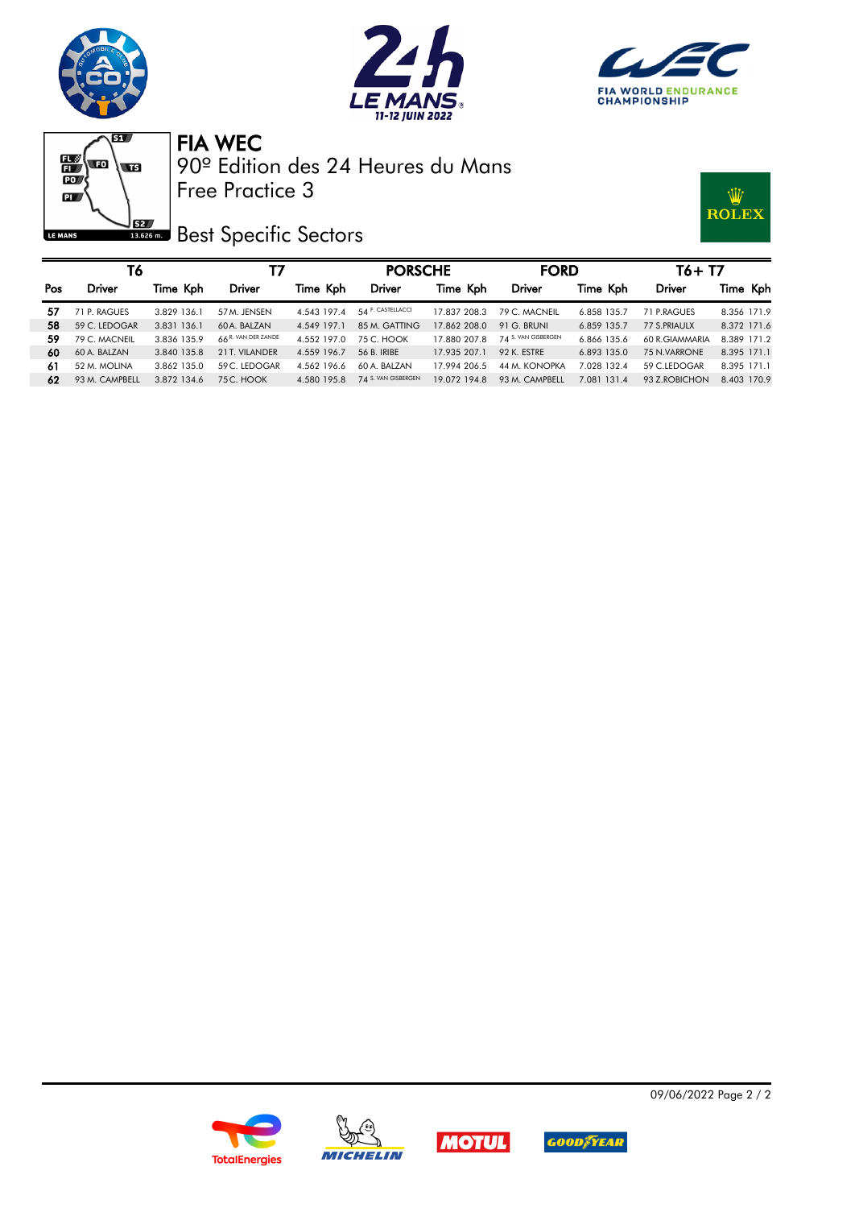# FIA WEC

90º Edition des 24 Heures du Mans

Free Practice 3

## Best Specific Sectors

| | T6 | | T7 | | PORSCHE | | FORD | | T6+ T7 | |
|---|---|---|---|---|---|---|---|---|---|---|
| Pos | Driver | Time Kph | Driver | Time Kph | Driver | Time Kph | Driver | Time Kph | Driver | Time Kph |
| 57 | 71 P. RAGUES | 3.829 136.1 | 57 M. JENSEN | 4.543 197.4 | 54 F. CASTELLACCI | 17.837 208.3 | 79 C. MACNEIL | 6.858 135.7 | 71 P.RAGUES | 8.356 171.9 |
| 58 | 59 C. LEDOGAR | 3.831 136.1 | 60 A. BALZAN | 4.549 197.1 | 85 M. GATTING | 17.862 208.0 | 91 G. BRUNI | 6.859 135.7 | 77 S.PRIAULX | 8.372 171.6 |
| 59 | 79 C. MACNEIL | 3.836 135.9 | 66 R. VAN DER ZANDE | 4.552 197.0 | 75 C. HOOK | 17.880 207.8 | 74 S. VAN GISBERGEN | 6.866 135.6 | 60 R.GIAMMARIA | 8.389 171.2 |
| 60 | 60 A. BALZAN | 3.840 135.8 | 21 T. VILANDER | 4.559 196.7 | 56 B. IRIBE | 17.935 207.1 | 92 K. ESTRE | 6.893 135.0 | 75 N.VARRONE | 8.395 171.1 |
| 61 | 52 M. MOLINA | 3.862 135.0 | 59 C. LEDOGAR | 4.562 196.6 | 60 A. BALZAN | 17.994 206.5 | 44 M. KONOPKA | 7.028 132.4 | 59 C.LEDOGAR | 8.395 171.1 |
| 62 | 93 M. CAMPBELL | 3.872 134.6 | 75 C. HOOK | 4.580 195.8 | 74 S. VAN GISBERGEN | 19.072 194.8 | 93 M. CAMPBELL | 7.081 131.4 | 93 Z.ROBICHON | 8.403 170.9 |

09/06/2022